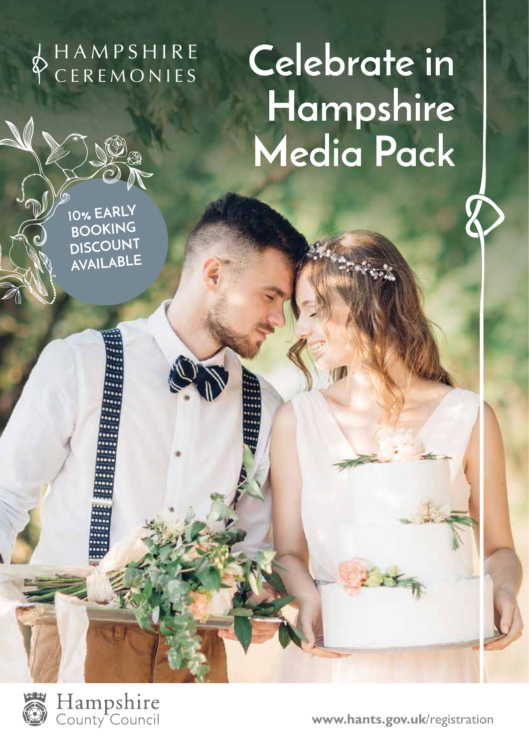HAMPSHIRE CEREMONIES

# Celebrate in Hampshire Media Pack

10% EARLY BOOKING DISCOUNT AVAILABLE

Hampshire County Council

**www.hants.gov.uk**/registration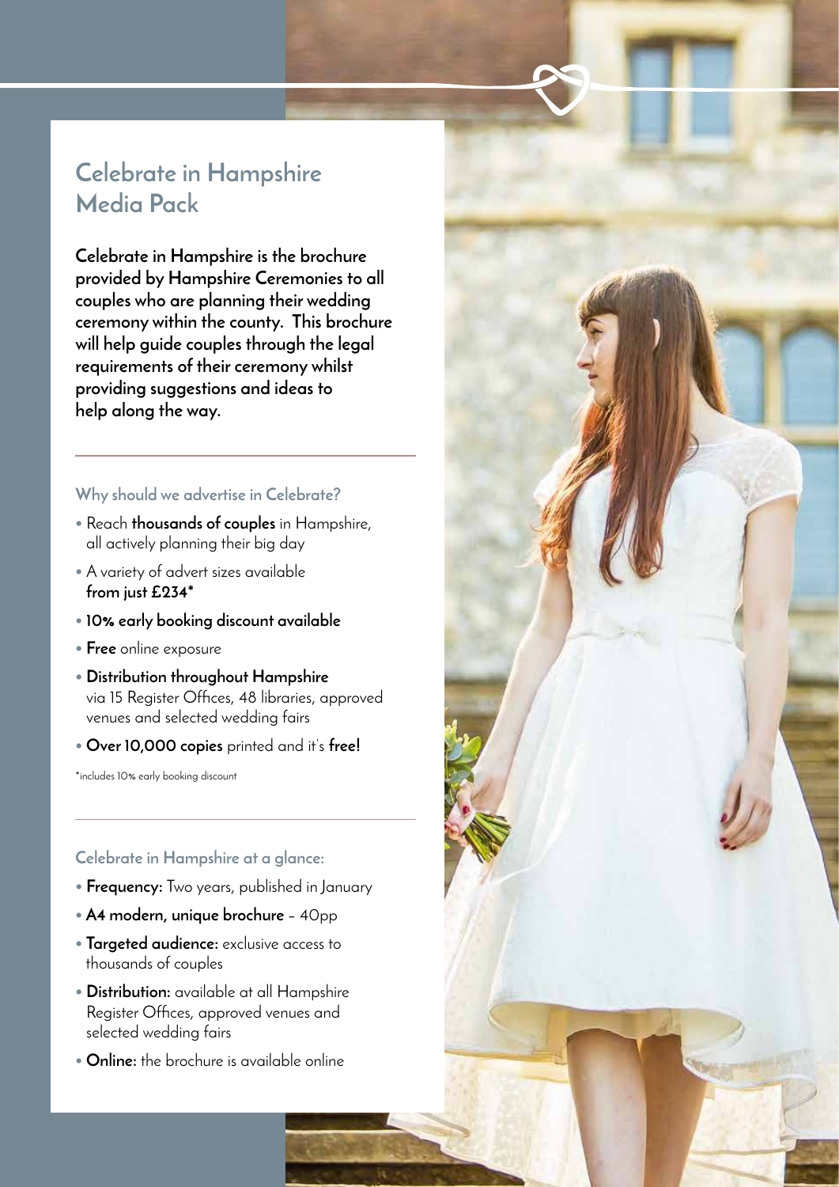# Celebrate in Hampshire Media Pack

**Celebrate in Hampshire is the brochure provided by Hampshire Ceremonies to all couples who are planning their wedding ceremony within the county. This brochure will help guide couples through the legal requirements of their ceremony whilst providing suggestions and ideas to help along the way.**

### Why should we advertise in Celebrate?

- Reach **thousands of couples** in Hampshire, all actively planning their big day
- A variety of advert sizes available **from just £234***
- **10% early booking discount available**
- **Free** online exposure
- **Distribution throughout Hampshire** via 15 Register Offices, 48 libraries, approved venues and selected wedding fairs
- **Over 10,000 copies** printed and it's **free!**

*includes 10% early booking discount

### Celebrate in Hampshire at a glance:

- **Frequency:** Two years, published in January
- **A4 modern, unique brochure** – 40pp
- **Targeted audience:** exclusive access to thousands of couples
- **Distribution:** available at all Hampshire Register Offices, approved venues and selected wedding fairs
- **Online:** the brochure is available online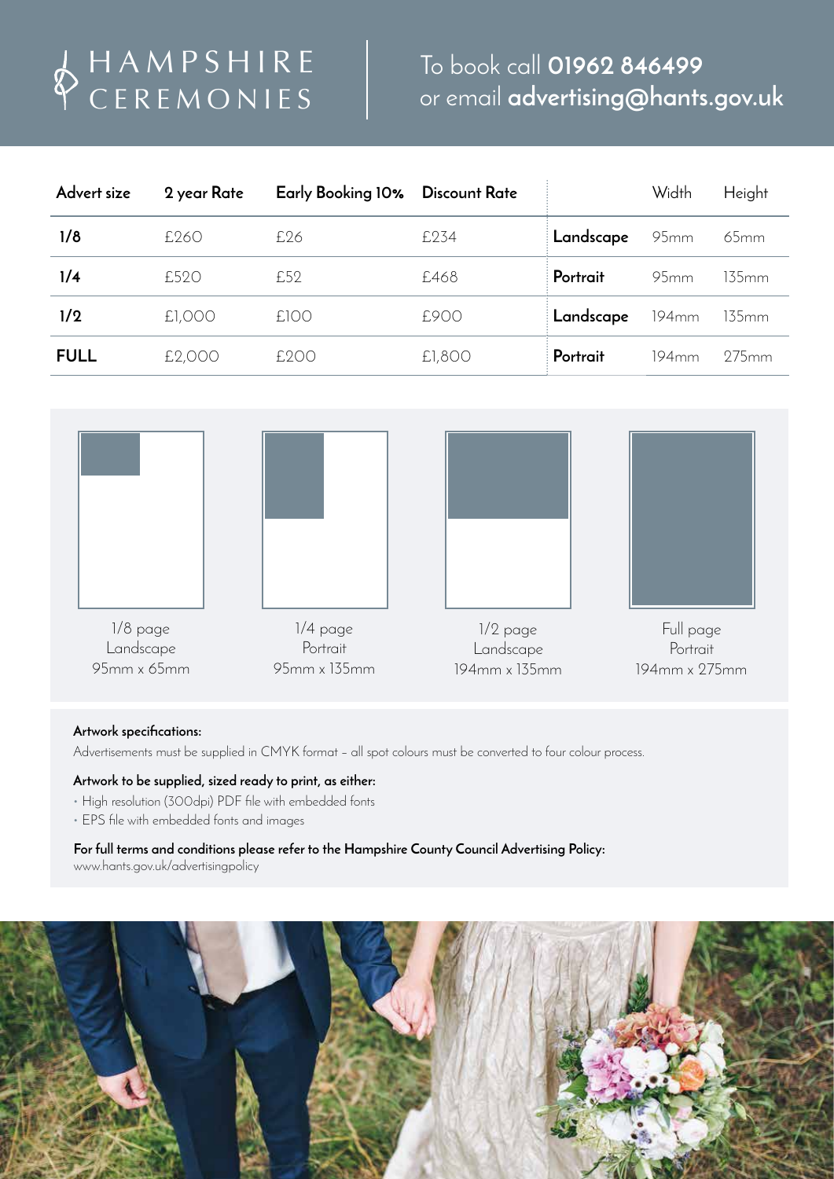# HAMPSHIRE CEREMONIES

To book call **01962 846499**
or email **advertising@hants.gov.uk**

| Advert size | 2 year Rate | Early Booking 10% | Discount Rate | | Width | Height |
|---|---|---|---|---|---|---|
| **1/8** | £260 | £26 | £234 | **Landscape** | 95mm | 65mm |
| **1/4** | £520 | £52 | £468 | **Portrait** | 95mm | 135mm |
| **1/2** | £1,000 | £100 | £900 | **Landscape** | 194mm | 135mm |
| **FULL** | £2,000 | £200 | £1,800 | **Portrait** | 194mm | 275mm |

1/8 page
Landscape
95mm x 65mm

1/4 page
Portrait
95mm x 135mm

1/2 page
Landscape
194mm x 135mm

Full page
Portrait
194mm x 275mm

**Artwork specifications:**

Advertisements must be supplied in CMYK format – all spot colours must be converted to four colour process.

**Artwork to be supplied, sized ready to print, as either:**

- High resolution (300dpi) PDF file with embedded fonts
- EPS file with embedded fonts and images

**For full terms and conditions please refer to the Hampshire County Council Advertising Policy:**
www.hants.gov.uk/advertisingpolicy